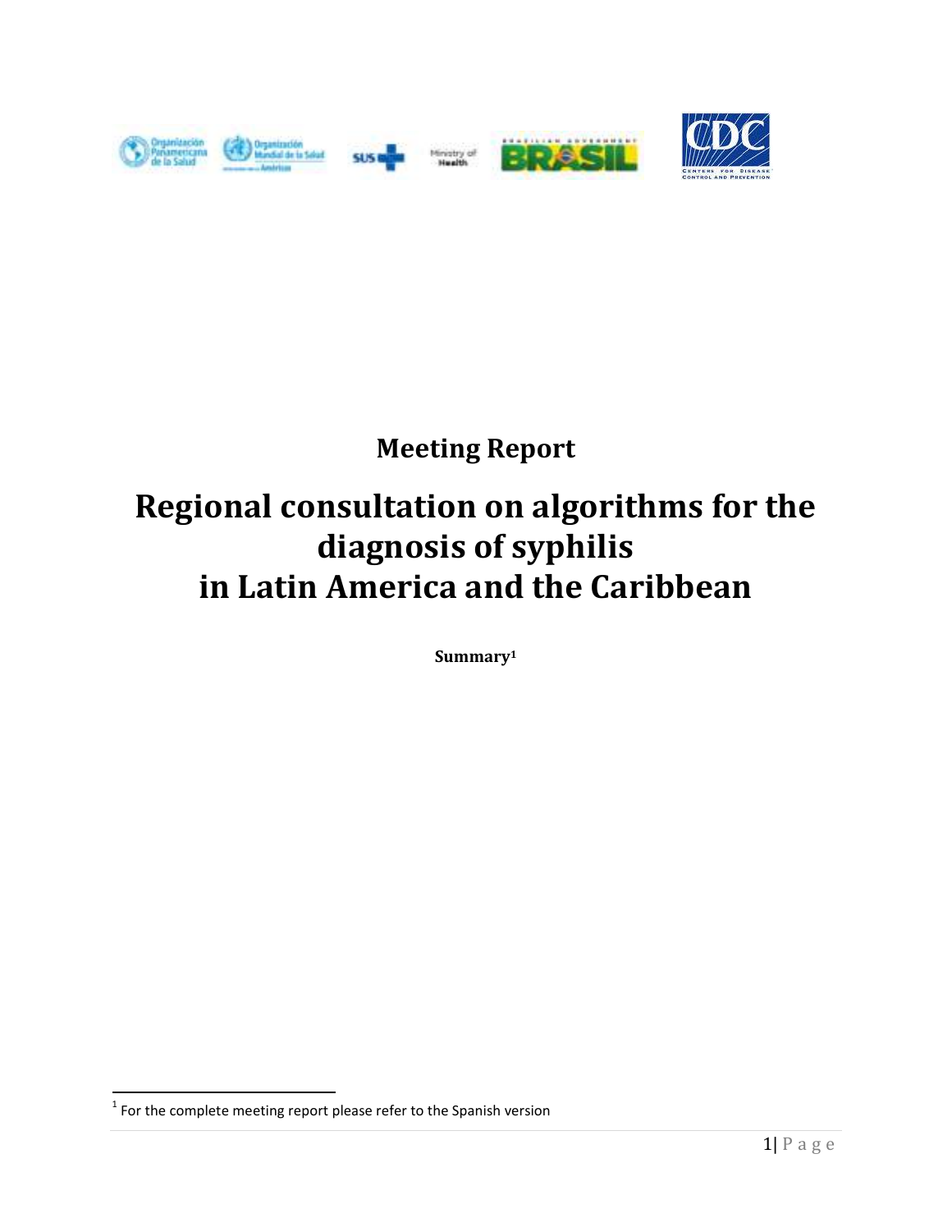# Meeting Report

# Regional consultation on algorithms for the diagnosis of syphilis in Latin America and the Caribbean

**Summary**[1]

[1] For the complete meeting report please refer to the Spanish version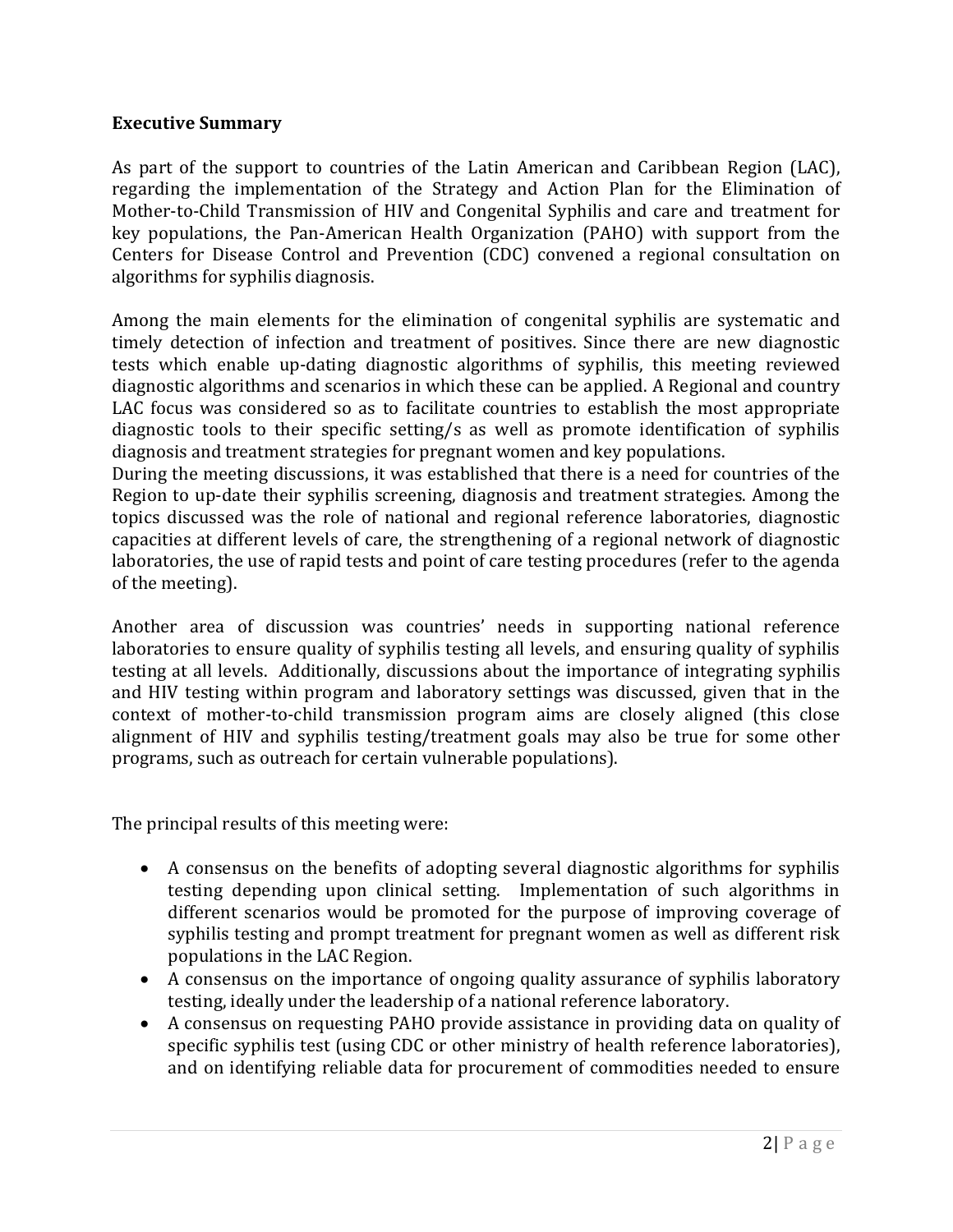**Executive Summary**

As part of the support to countries of the Latin American and Caribbean Region (LAC), regarding the implementation of the Strategy and Action Plan for the Elimination of Mother-to-Child Transmission of HIV and Congenital Syphilis and care and treatment for key populations, the Pan-American Health Organization (PAHO) with support from the Centers for Disease Control and Prevention (CDC) convened a regional consultation on algorithms for syphilis diagnosis.

Among the main elements for the elimination of congenital syphilis are systematic and timely detection of infection and treatment of positives. Since there are new diagnostic tests which enable up-dating diagnostic algorithms of syphilis, this meeting reviewed diagnostic algorithms and scenarios in which these can be applied. A Regional and country LAC focus was considered so as to facilitate countries to establish the most appropriate diagnostic tools to their specific setting/s as well as promote identification of syphilis diagnosis and treatment strategies for pregnant women and key populations.
During the meeting discussions, it was established that there is a need for countries of the Region to up-date their syphilis screening, diagnosis and treatment strategies. Among the topics discussed was the role of national and regional reference laboratories, diagnostic capacities at different levels of care, the strengthening of a regional network of diagnostic laboratories, the use of rapid tests and point of care testing procedures (refer to the agenda of the meeting).

Another area of discussion was countries' needs in supporting national reference laboratories to ensure quality of syphilis testing all levels, and ensuring quality of syphilis testing at all levels. Additionally, discussions about the importance of integrating syphilis and HIV testing within program and laboratory settings was discussed, given that in the context of mother-to-child transmission program aims are closely aligned (this close alignment of HIV and syphilis testing/treatment goals may also be true for some other programs, such as outreach for certain vulnerable populations).

The principal results of this meeting were:

- A consensus on the benefits of adopting several diagnostic algorithms for syphilis testing depending upon clinical setting. Implementation of such algorithms in different scenarios would be promoted for the purpose of improving coverage of syphilis testing and prompt treatment for pregnant women as well as different risk populations in the LAC Region.
- A consensus on the importance of ongoing quality assurance of syphilis laboratory testing, ideally under the leadership of a national reference laboratory.
- A consensus on requesting PAHO provide assistance in providing data on quality of specific syphilis test (using CDC or other ministry of health reference laboratories), and on identifying reliable data for procurement of commodities needed to ensure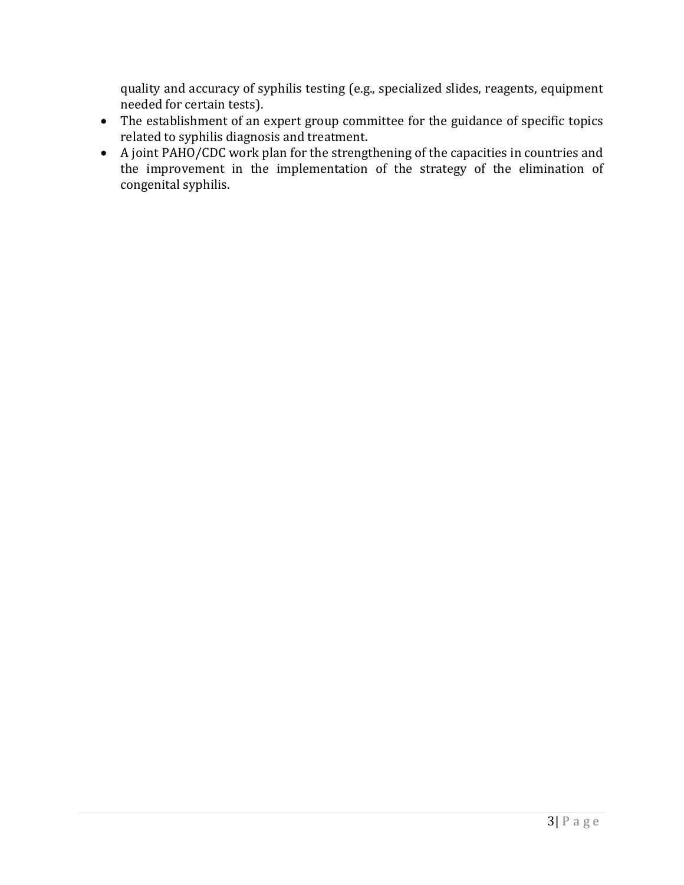quality and accuracy of syphilis testing (e.g., specialized slides, reagents, equipment needed for certain tests).

- The establishment of an expert group committee for the guidance of specific topics related to syphilis diagnosis and treatment.
- A joint PAHO/CDC work plan for the strengthening of the capacities in countries and the improvement in the implementation of the strategy of the elimination of congenital syphilis.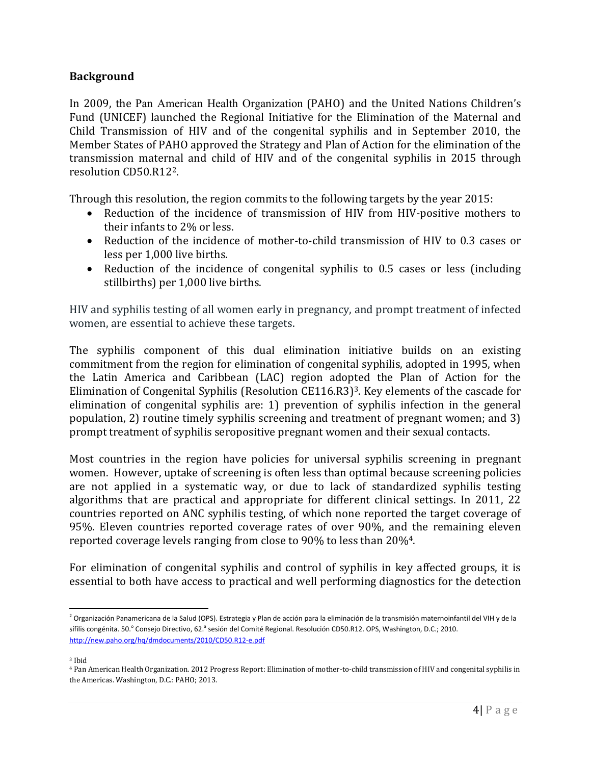## Background

In 2009, the Pan American Health Organization (PAHO) and the United Nations Children's Fund (UNICEF) launched the Regional Initiative for the Elimination of the Maternal and Child Transmission of HIV and of the congenital syphilis and in September 2010, the Member States of PAHO approved the Strategy and Plan of Action for the elimination of the transmission maternal and child of HIV and of the congenital syphilis in 2015 through resolution CD50.R12[2].

Through this resolution, the region commits to the following targets by the year 2015:

- Reduction of the incidence of transmission of HIV from HIV-positive mothers to their infants to 2% or less.
- Reduction of the incidence of mother-to-child transmission of HIV to 0.3 cases or less per 1,000 live births.
- Reduction of the incidence of congenital syphilis to 0.5 cases or less (including stillbirths) per 1,000 live births.

HIV and syphilis testing of all women early in pregnancy, and prompt treatment of infected women, are essential to achieve these targets.

The syphilis component of this dual elimination initiative builds on an existing commitment from the region for elimination of congenital syphilis, adopted in 1995, when the Latin America and Caribbean (LAC) region adopted the Plan of Action for the Elimination of Congenital Syphilis (Resolution CE116.R3)[3]. Key elements of the cascade for elimination of congenital syphilis are: 1) prevention of syphilis infection in the general population, 2) routine timely syphilis screening and treatment of pregnant women; and 3) prompt treatment of syphilis seropositive pregnant women and their sexual contacts.

Most countries in the region have policies for universal syphilis screening in pregnant women. However, uptake of screening is often less than optimal because screening policies are not applied in a systematic way, or due to lack of standardized syphilis testing algorithms that are practical and appropriate for different clinical settings. In 2011, 22 countries reported on ANC syphilis testing, of which none reported the target coverage of 95%. Eleven countries reported coverage rates of over 90%, and the remaining eleven reported coverage levels ranging from close to 90% to less than 20%[4].

For elimination of congenital syphilis and control of syphilis in key affected groups, it is essential to both have access to practical and well performing diagnostics for the detection

---

[2] Organización Panamericana de la Salud (OPS). Estrategia y Plan de acción para la eliminación de la transmisión maternoinfantil del VIH y de la sífilis congénita. 50.° Consejo Directivo, 62.ª sesión del Comité Regional. Resolución CD50.R12. OPS, Washington, D.C.; 2010. http://new.paho.org/hq/dmdocuments/2010/CD50.R12-e.pdf

[3] Ibid

[4] Pan American Health Organization. 2012 Progress Report: Elimination of mother-to-child transmission of HIV and congenital syphilis in the Americas. Washington, D.C.: PAHO; 2013.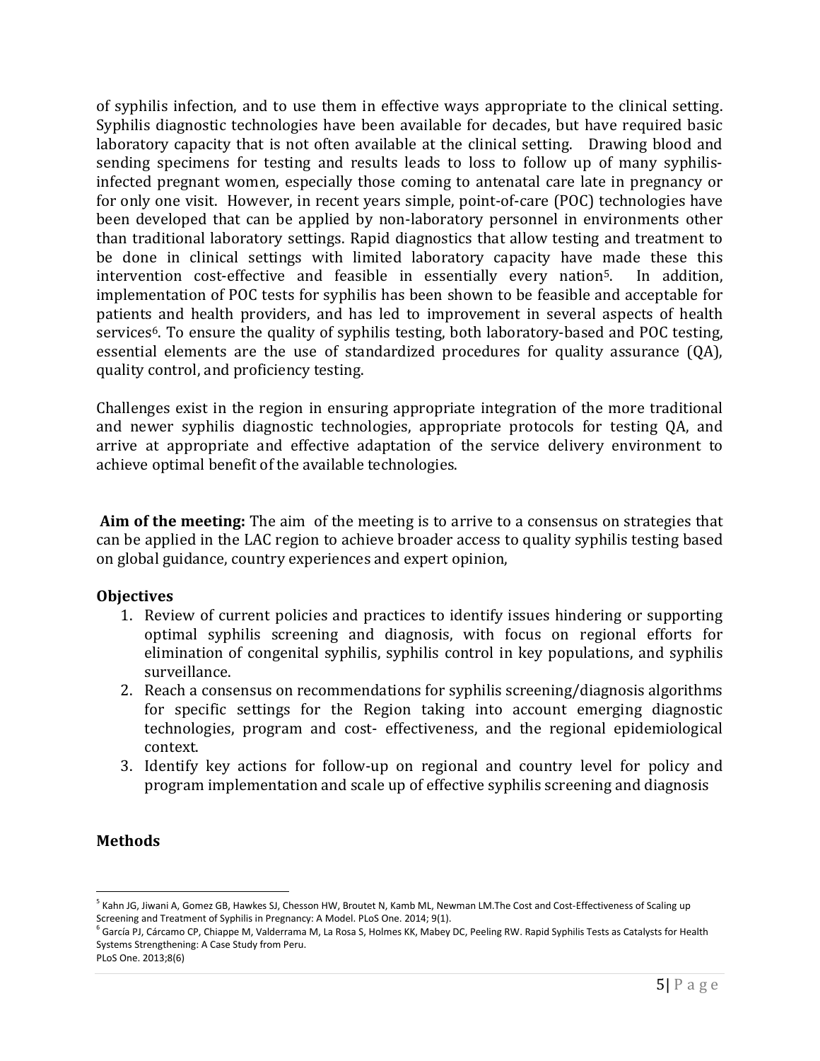of syphilis infection, and to use them in effective ways appropriate to the clinical setting. Syphilis diagnostic technologies have been available for decades, but have required basic laboratory capacity that is not often available at the clinical setting. Drawing blood and sending specimens for testing and results leads to loss to follow up of many syphilis-infected pregnant women, especially those coming to antenatal care late in pregnancy or for only one visit. However, in recent years simple, point-of-care (POC) technologies have been developed that can be applied by non-laboratory personnel in environments other than traditional laboratory settings. Rapid diagnostics that allow testing and treatment to be done in clinical settings with limited laboratory capacity have made these this intervention cost-effective and feasible in essentially every nation[5]. In addition, implementation of POC tests for syphilis has been shown to be feasible and acceptable for patients and health providers, and has led to improvement in several aspects of health services[6]. To ensure the quality of syphilis testing, both laboratory-based and POC testing, essential elements are the use of standardized procedures for quality assurance (QA), quality control, and proficiency testing.

Challenges exist in the region in ensuring appropriate integration of the more traditional and newer syphilis diagnostic technologies, appropriate protocols for testing QA, and arrive at appropriate and effective adaptation of the service delivery environment to achieve optimal benefit of the available technologies.

**Aim of the meeting:** The aim of the meeting is to arrive to a consensus on strategies that can be applied in the LAC region to achieve broader access to quality syphilis testing based on global guidance, country experiences and expert opinion,

### Objectives

1. Review of current policies and practices to identify issues hindering or supporting optimal syphilis screening and diagnosis, with focus on regional efforts for elimination of congenital syphilis, syphilis control in key populations, and syphilis surveillance.
2. Reach a consensus on recommendations for syphilis screening/diagnosis algorithms for specific settings for the Region taking into account emerging diagnostic technologies, program and cost- effectiveness, and the regional epidemiological context.
3. Identify key actions for follow-up on regional and country level for policy and program implementation and scale up of effective syphilis screening and diagnosis

### Methods

[5] Kahn JG, Jiwani A, Gomez GB, Hawkes SJ, Chesson HW, Broutet N, Kamb ML, Newman LM.The Cost and Cost-Effectiveness of Scaling up Screening and Treatment of Syphilis in Pregnancy: A Model. PLoS One. 2014; 9(1).

[6] García PJ, Cárcamo CP, Chiappe M, Valderrama M, La Rosa S, Holmes KK, Mabey DC, Peeling RW. Rapid Syphilis Tests as Catalysts for Health Systems Strengthening: A Case Study from Peru. PLoS One. 2013;8(6)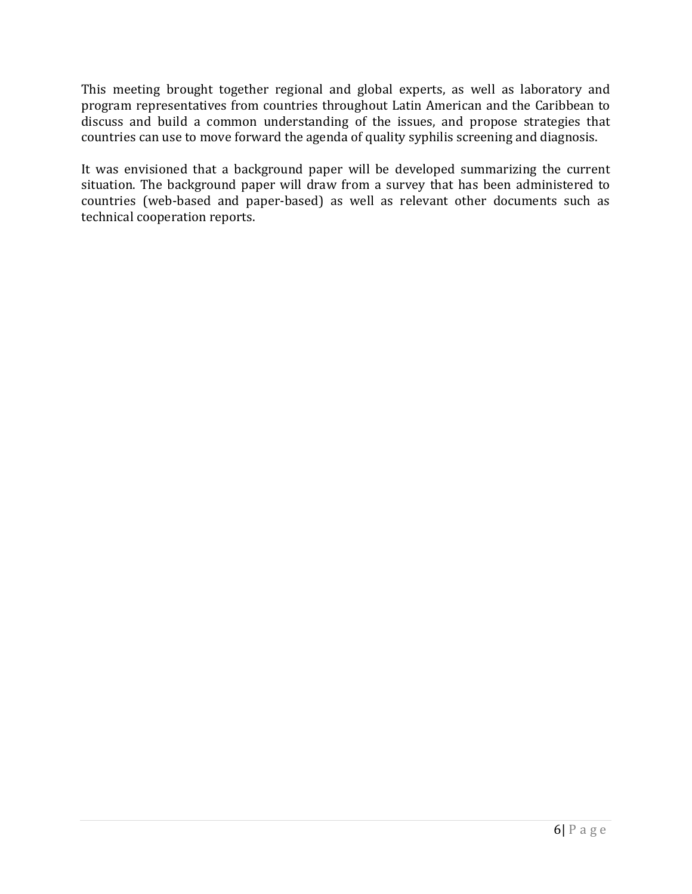This meeting brought together regional and global experts, as well as laboratory and program representatives from countries throughout Latin American and the Caribbean to discuss and build a common understanding of the issues, and propose strategies that countries can use to move forward the agenda of quality syphilis screening and diagnosis.

It was envisioned that a background paper will be developed summarizing the current situation. The background paper will draw from a survey that has been administered to countries (web-based and paper-based) as well as relevant other documents such as technical cooperation reports.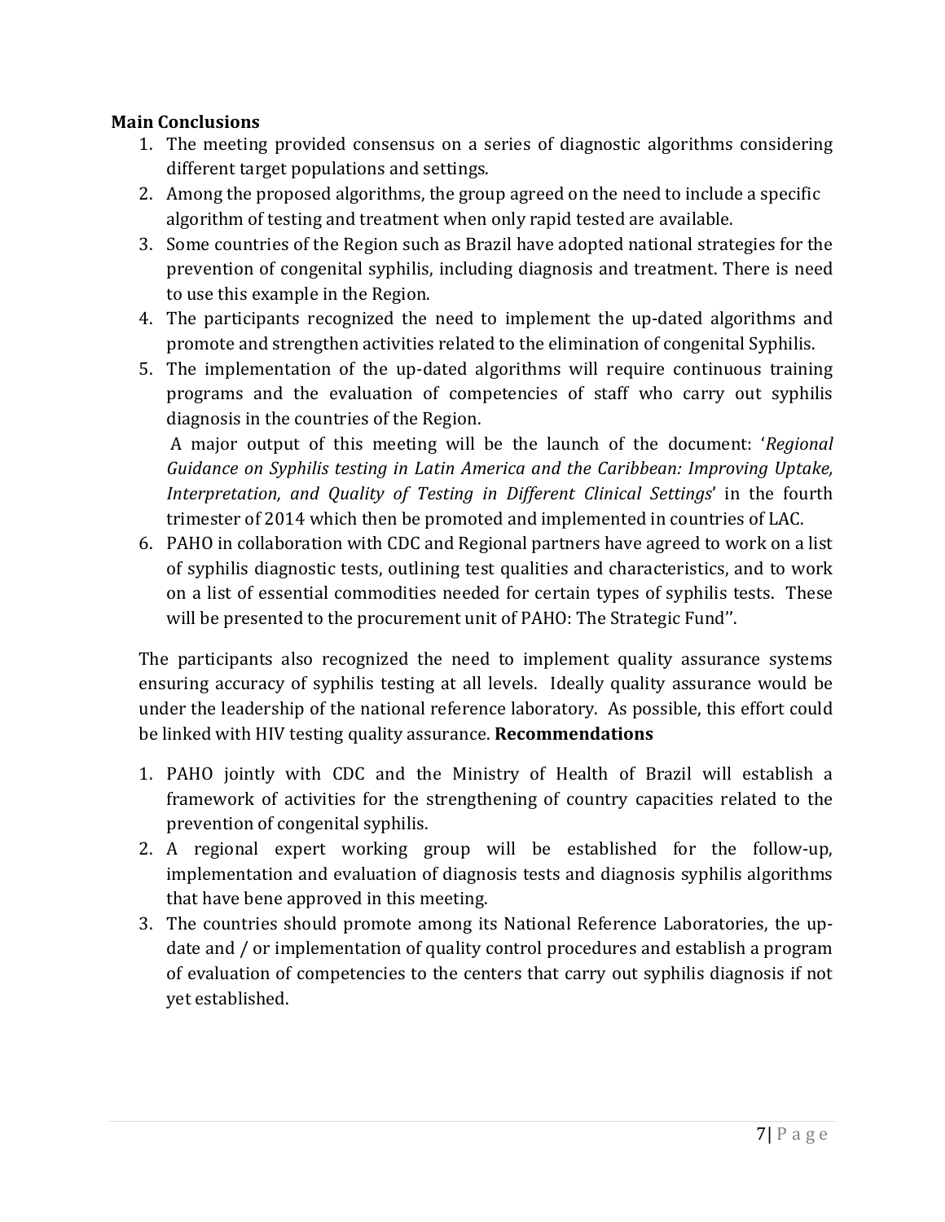**Main Conclusions**

1. The meeting provided consensus on a series of diagnostic algorithms considering different target populations and settings.
2. Among the proposed algorithms, the group agreed on the need to include a specific algorithm of testing and treatment when only rapid tested are available.
3. Some countries of the Region such as Brazil have adopted national strategies for the prevention of congenital syphilis, including diagnosis and treatment. There is need to use this example in the Region.
4. The participants recognized the need to implement the up-dated algorithms and promote and strengthen activities related to the elimination of congenital Syphilis.
5. The implementation of the up-dated algorithms will require continuous training programs and the evaluation of competencies of staff who carry out syphilis diagnosis in the countries of the Region.

   A major output of this meeting will be the launch of the document: '*Regional Guidance on Syphilis testing in Latin America and the Caribbean: Improving Uptake, Interpretation, and Quality of Testing in Different Clinical Settings*' in the fourth trimester of 2014 which then be promoted and implemented in countries of LAC.
6. PAHO in collaboration with CDC and Regional partners have agreed to work on a list of syphilis diagnostic tests, outlining test qualities and characteristics, and to work on a list of essential commodities needed for certain types of syphilis tests. These will be presented to the procurement unit of PAHO: The Strategic Fund''.

The participants also recognized the need to implement quality assurance systems ensuring accuracy of syphilis testing at all levels. Ideally quality assurance would be under the leadership of the national reference laboratory. As possible, this effort could be linked with HIV testing quality assurance. **Recommendations**

1. PAHO jointly with CDC and the Ministry of Health of Brazil will establish a framework of activities for the strengthening of country capacities related to the prevention of congenital syphilis.
2. A regional expert working group will be established for the follow-up, implementation and evaluation of diagnosis tests and diagnosis syphilis algorithms that have bene approved in this meeting.
3. The countries should promote among its National Reference Laboratories, the up-date and / or implementation of quality control procedures and establish a program of evaluation of competencies to the centers that carry out syphilis diagnosis if not yet established.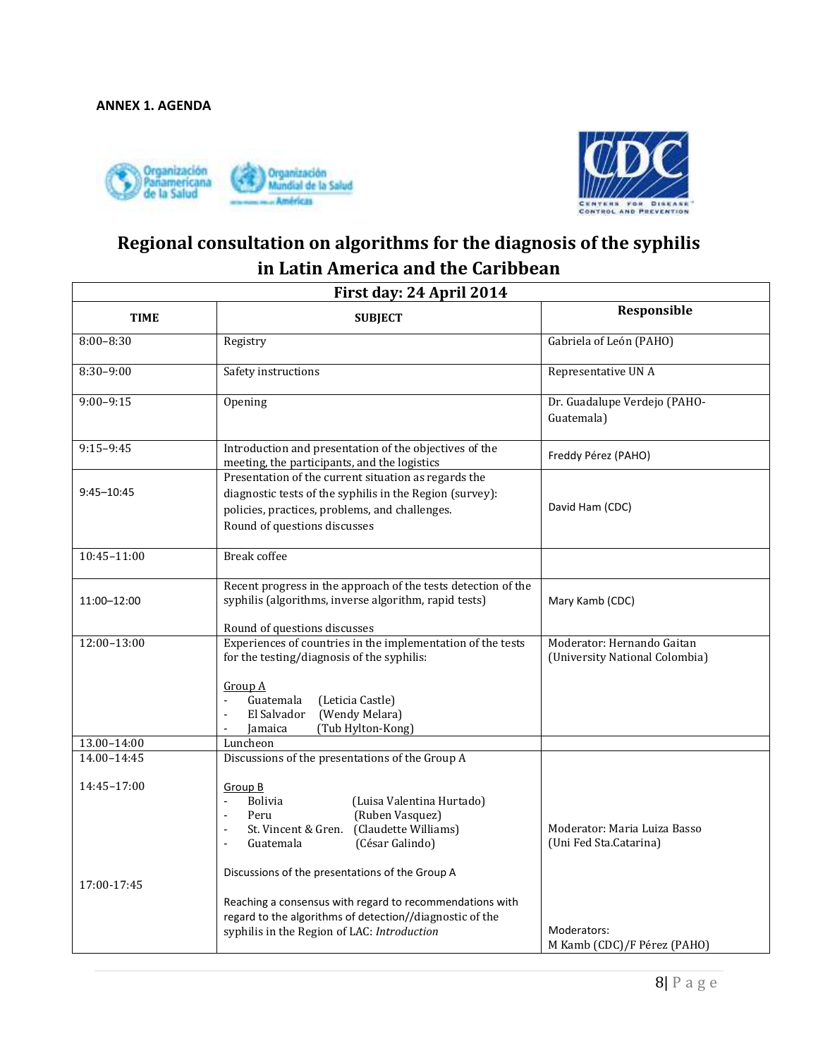**ANNEX 1. AGENDA**

# Regional consultation on algorithms for the diagnosis of the syphilis in Latin America and the Caribbean

| First day: 24 April 2014 | | |
|---|---|---|
| **TIME** | **SUBJECT** | **Responsible** |
| 8:00–8:30 | Registry | Gabriela of León (PAHO) |
| 8:30–9:00 | Safety instructions | Representative UN A |
| 9:00–9:15 | Opening | Dr. Guadalupe Verdejo (PAHO-Guatemala) |
| 9:15–9:45 | Introduction and presentation of the objectives of the meeting, the participants, and the logistics | Freddy Pérez (PAHO) |
| 9:45–10:45 | Presentation of the current situation as regards the diagnostic tests of the syphilis in the Region (survey): policies, practices, problems, and challenges.<br>Round of questions discusses | David Ham (CDC) |
| 10:45–11:00 | Break coffee | |
| 11:00–12:00 | Recent progress in the approach of the tests detection of the syphilis (algorithms, inverse algorithm, rapid tests)<br><br>Round of questions discusses | Mary Kamb (CDC) |
| 12:00–13:00 | Experiences of countries in the implementation of the tests for the testing/diagnosis of the syphilis:<br><br>Group A<br>- Guatemala (Leticia Castle)<br>- El Salvador (Wendy Melara)<br>- Jamaica (Tub Hylton-Kong) | Moderator: Hernando Gaitan (University National Colombia) |
| 13.00–14:00 | Luncheon | |
| 14.00–14:45<br><br>14:45–17:00<br><br>17:00-17:45 | Discussions of the presentations of the Group A<br><br>Group B<br>- Bolivia (Luisa Valentina Hurtado)<br>- Peru (Ruben Vasquez)<br>- St. Vincent & Gren. (Claudette Williams)<br>- Guatemala (César Galindo)<br><br>Discussions of the presentations of the Group A<br><br>Reaching a consensus with regard to recommendations with regard to the algorithms of detection//diagnostic of the syphilis in the Region of LAC: *Introduction* | Moderator: Maria Luiza Basso (Uni Fed Sta.Catarina)<br><br>Moderators:<br>M Kamb (CDC)/F Pérez (PAHO) |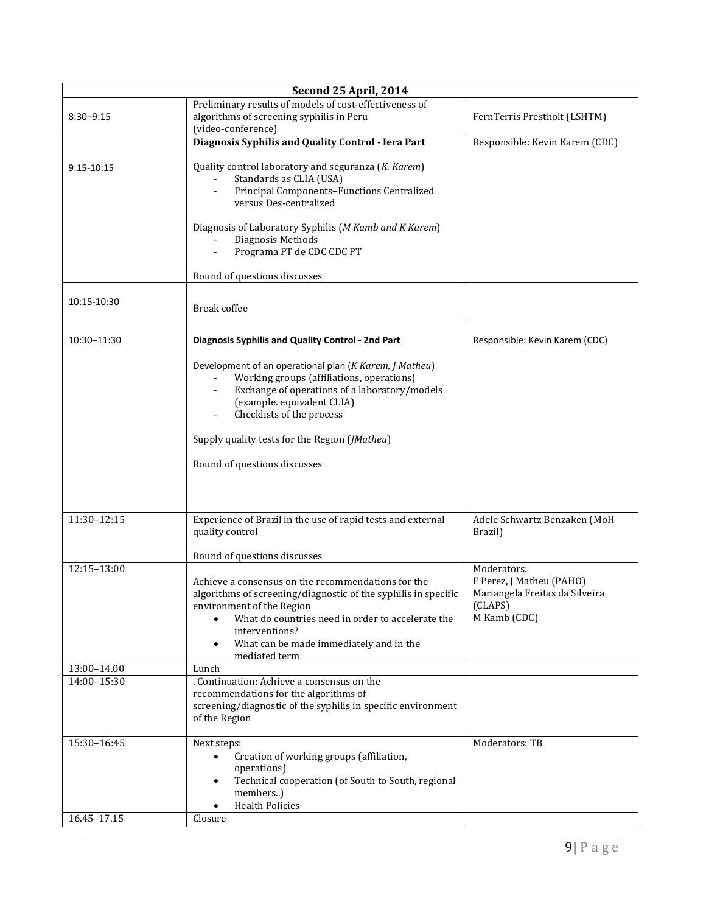| Second 25 April, 2014 | | |
|---|---|---|
| 8:30–9:15 | Preliminary results of models of cost-effectiveness of algorithms of screening syphilis in Peru (video-conference) | FernTerris Prestholt (LSHTM) |
| 9:15-10:15 | **Diagnosis Syphilis and Quality Control - Iera Part**<br><br>Quality control laboratory and seguranza (*K. Karem*)<br>- Standards as CLIA (USA)<br>- Principal Components–Functions Centralized versus Des-centralized<br><br>Diagnosis of Laboratory Syphilis (*M Kamb and K Karem*)<br>- Diagnosis Methods<br>- Programa PT de CDC CDC PT<br><br>Round of questions discusses | Responsible: Kevin Karem (CDC) |
| 10:15-10:30 | Break coffee | |
| 10:30–11:30 | **Diagnosis Syphilis and Quality Control - 2nd Part**<br><br>Development of an operational plan (*K Karem, J Matheu*)<br>- Working groups (affiliations, operations)<br>- Exchange of operations of a laboratory/models (example. equivalent CLIA)<br>- Checklists of the process<br><br>Supply quality tests for the Region (*JMatheu*)<br><br>Round of questions discusses | Responsible: Kevin Karem (CDC) |
| 11:30–12:15 | Experience of Brazil in the use of rapid tests and external quality control<br><br>Round of questions discusses | Adele Schwartz Benzaken (MoH Brazil) |
| 12:15–13:00 | Achieve a consensus on the recommendations for the algorithms of screening/diagnostic of the syphilis in specific environment of the Region<br>- What do countries need in order to accelerate the interventions?<br>- What can be made immediately and in the mediated term | Moderators:<br>F Perez, J Matheu (PAHO)<br>Mariangela Freitas da Silveira (CLAPS)<br>M Kamb (CDC) |
| 13:00–14.00 | Lunch | |
| 14:00–15:30 | . Continuation: Achieve a consensus on the recommendations for the algorithms of screening/diagnostic of the syphilis in specific environment of the Region | |
| 15:30–16:45 | Next steps:<br>- Creation of working groups (affiliation, operations)<br>- Technical cooperation (of South to South, regional members..)<br>- Health Policies | Moderators: TB |
| 16.45–17.15 | Closure | |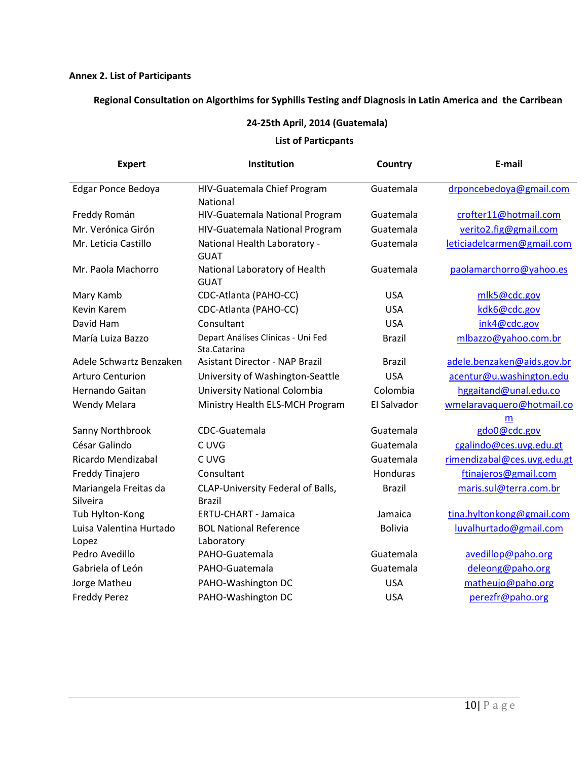**Annex 2. List of Participants**

**Regional Consultation on Algorthims for Syphilis Testing andf Diagnosis in Latin America and the Carribean**

**24-25th April, 2014 (Guatemala)**

**List of Particpants**

| Expert | Institution | Country | E-mail |
|---|---|---|---|
| Edgar Ponce Bedoya | HIV-Guatemala Chief Program National | Guatemala | drponcebedoya@gmail.com |
| Freddy Román | HIV-Guatemala National Program | Guatemala | crofter11@hotmail.com |
| Mr. Verónica Girón | HIV-Guatemala National Program | Guatemala | verito2.fig@gmail.com |
| Mr. Leticia Castillo | National Health Laboratory - GUAT | Guatemala | leticiadelcarmen@gmail.com |
| Mr. Paola Machorro | National Laboratory of Health GUAT | Guatemala | paolamarchorro@yahoo.es |
| Mary Kamb | CDC-Atlanta (PAHO-CC) | USA | mlk5@cdc.gov |
| Kevin Karem | CDC-Atlanta (PAHO-CC) | USA | kdk6@cdc.gov |
| David Ham | Consultant | USA | ink4@cdc.gov |
| María Luiza Bazzo | Depart Análises Clínicas - Uni Fed Sta.Catarina | Brazil | mlbazzo@yahoo.com.br |
| Adele Schwartz Benzaken | Asistant Director - NAP Brazil | Brazil | adele.benzaken@aids.gov.br |
| Arturo Centurion | University of Washington-Seattle | USA | acentur@u.washington.edu |
| Hernando Gaitan | University National Colombia | Colombia | hggaitand@unal.edu.co |
| Wendy Melara | Ministry Health ELS-MCH Program | El Salvador | wmelaravaquero@hotmail.com |
| Sanny Northbrook | CDC-Guatemala | Guatemala | gdo0@cdc.gov |
| César Galindo | C UVG | Guatemala | cgalindo@ces.uvg.edu.gt |
| Ricardo Mendizabal | C UVG | Guatemala | rimendizabal@ces.uvg.edu.gt |
| Freddy Tinajero | Consultant | Honduras | ftinajeros@gmail.com |
| Mariangela Freitas da Silveira | CLAP-University Federal of Balls, Brazil | Brazil | maris.sul@terra.com.br |
| Tub Hylton-Kong | ERTU-CHART - Jamaica | Jamaica | tina.hyltonkong@gmail.com |
| Luisa Valentina Hurtado Lopez | BOL National Reference Laboratory | Bolivia | luvalhurtado@gmail.com |
| Pedro Avedillo | PAHO-Guatemala | Guatemala | avedillop@paho.org |
| Gabriela of León | PAHO-Guatemala | Guatemala | deleong@paho.org |
| Jorge Matheu | PAHO-Washington DC | USA | matheujo@paho.org |
| Freddy Perez | PAHO-Washington DC | USA | perezfr@paho.org |